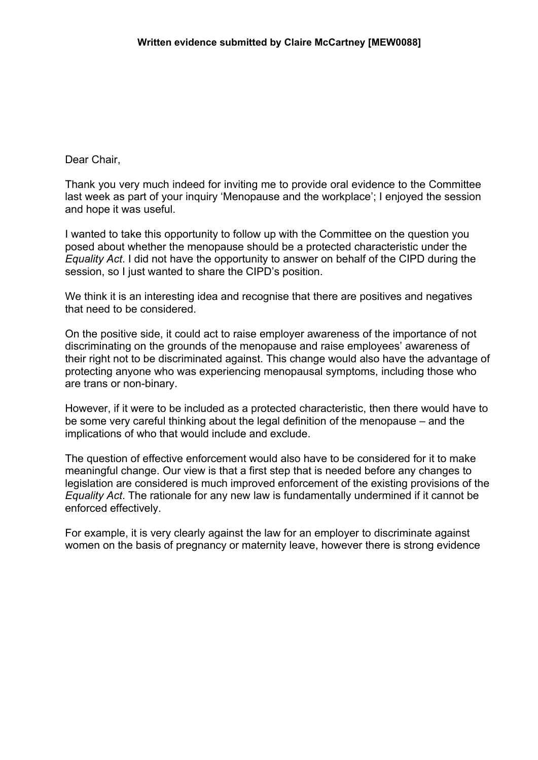**Written evidence submitted by Claire McCartney [MEW0088]**

Dear Chair,

Thank you very much indeed for inviting me to provide oral evidence to the Committee last week as part of your inquiry 'Menopause and the workplace'; I enjoyed the session and hope it was useful.

I wanted to take this opportunity to follow up with the Committee on the question you posed about whether the menopause should be a protected characteristic under the *Equality Act*. I did not have the opportunity to answer on behalf of the CIPD during the session, so I just wanted to share the CIPD's position.

We think it is an interesting idea and recognise that there are positives and negatives that need to be considered.

On the positive side, it could act to raise employer awareness of the importance of not discriminating on the grounds of the menopause and raise employees' awareness of their right not to be discriminated against. This change would also have the advantage of protecting anyone who was experiencing menopausal symptoms, including those who are trans or non-binary.

However, if it were to be included as a protected characteristic, then there would have to be some very careful thinking about the legal definition of the menopause – and the implications of who that would include and exclude.

The question of effective enforcement would also have to be considered for it to make meaningful change. Our view is that a first step that is needed before any changes to legislation are considered is much improved enforcement of the existing provisions of the *Equality Act*. The rationale for any new law is fundamentally undermined if it cannot be enforced effectively.

For example, it is very clearly against the law for an employer to discriminate against women on the basis of pregnancy or maternity leave, however there is strong evidence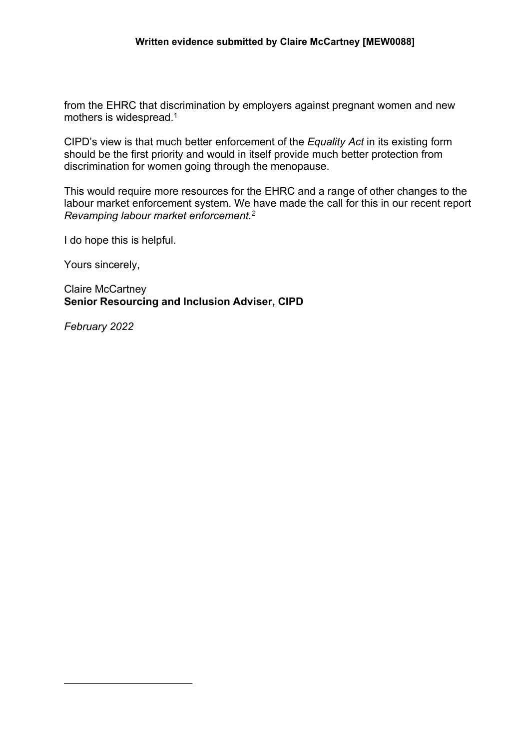from the EHRC that discrimination by employers against pregnant women and new mothers is widespread.[1]

CIPD's view is that much better enforcement of the *Equality Act* in its existing form should be the first priority and would in itself provide much better protection from discrimination for women going through the menopause.

This would require more resources for the EHRC and a range of other changes to the labour market enforcement system. We have made the call for this in our recent report *Revamping labour market enforcement.*[2]

I do hope this is helpful.

Yours sincerely,

Claire McCartney
**Senior Resourcing and Inclusion Adviser, CIPD**

*February 2022*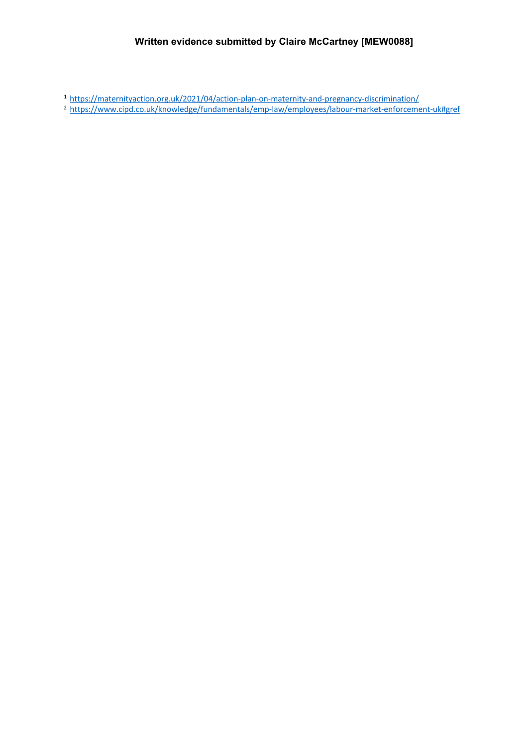**Written evidence submitted by Claire McCartney [MEW0088]**

[1] https://maternityaction.org.uk/2021/04/action-plan-on-maternity-and-pregnancy-discrimination/

[2] https://www.cipd.co.uk/knowledge/fundamentals/emp-law/employees/labour-market-enforcement-uk#gref